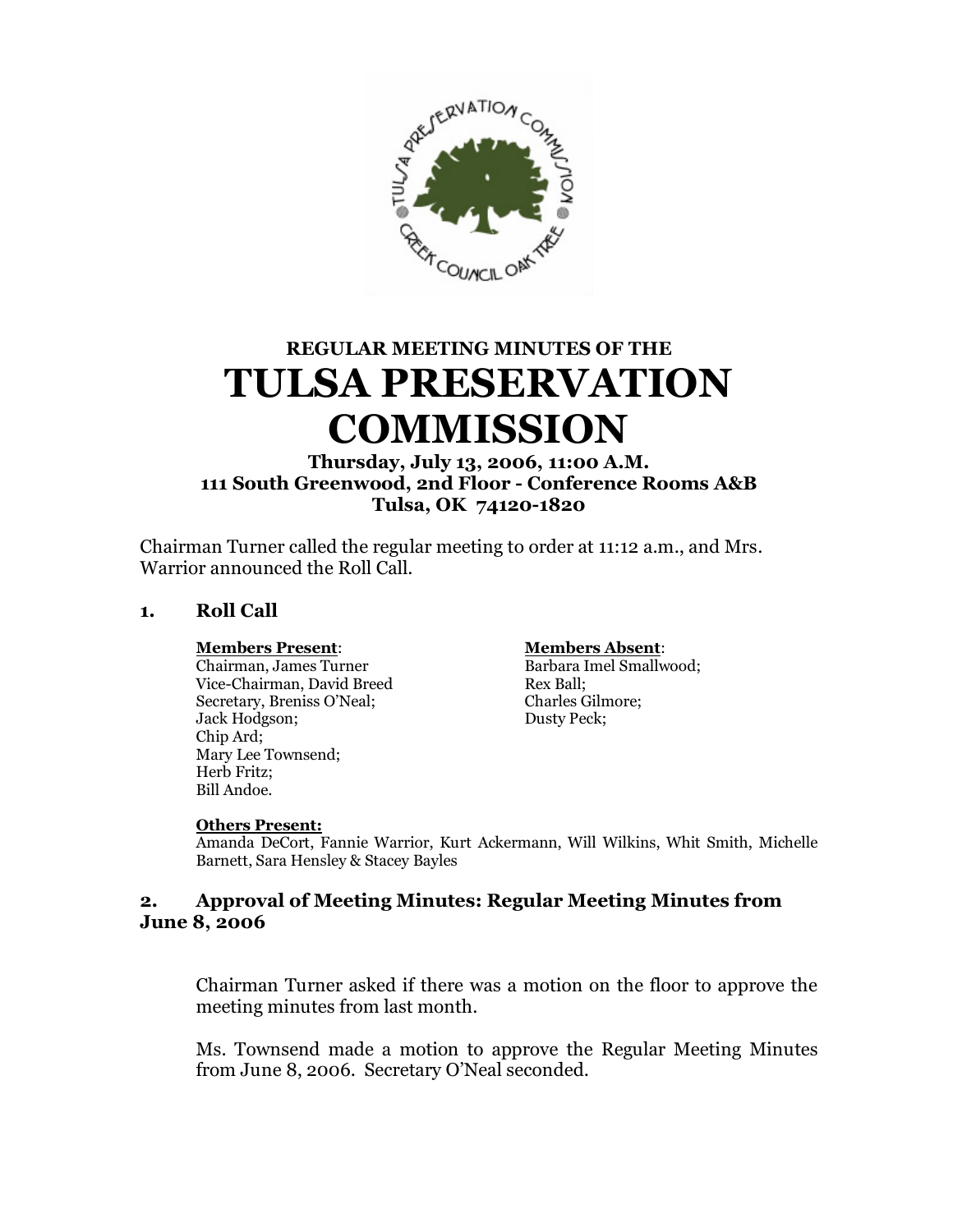# REGULAR MEETING MINUTES OF THE

# TULSA PRESERVATION COMMISSION

**Thursday, July 13, 2006, 11:00 A.M.**
**111 South Greenwood, 2nd Floor - Conference Rooms A&B**
**Tulsa, OK 74120-1820**

Chairman Turner called the regular meeting to order at 11:12 a.m., and Mrs. Warrior announced the Roll Call.

## 1. Roll Call

**Members Present**:
Chairman, James Turner
Vice-Chairman, David Breed
Secretary, Breniss O'Neal;
Jack Hodgson;
Chip Ard;
Mary Lee Townsend;
Herb Fritz;
Bill Andoe.

**Members Absent**:
Barbara Imel Smallwood;
Rex Ball;
Charles Gilmore;
Dusty Peck;

**Others Present:**
Amanda DeCort, Fannie Warrior, Kurt Ackermann, Will Wilkins, Whit Smith, Michelle Barnett, Sara Hensley & Stacey Bayles

## 2. Approval of Meeting Minutes: Regular Meeting Minutes from June 8, 2006

Chairman Turner asked if there was a motion on the floor to approve the meeting minutes from last month.

Ms. Townsend made a motion to approve the Regular Meeting Minutes from June 8, 2006. Secretary O'Neal seconded.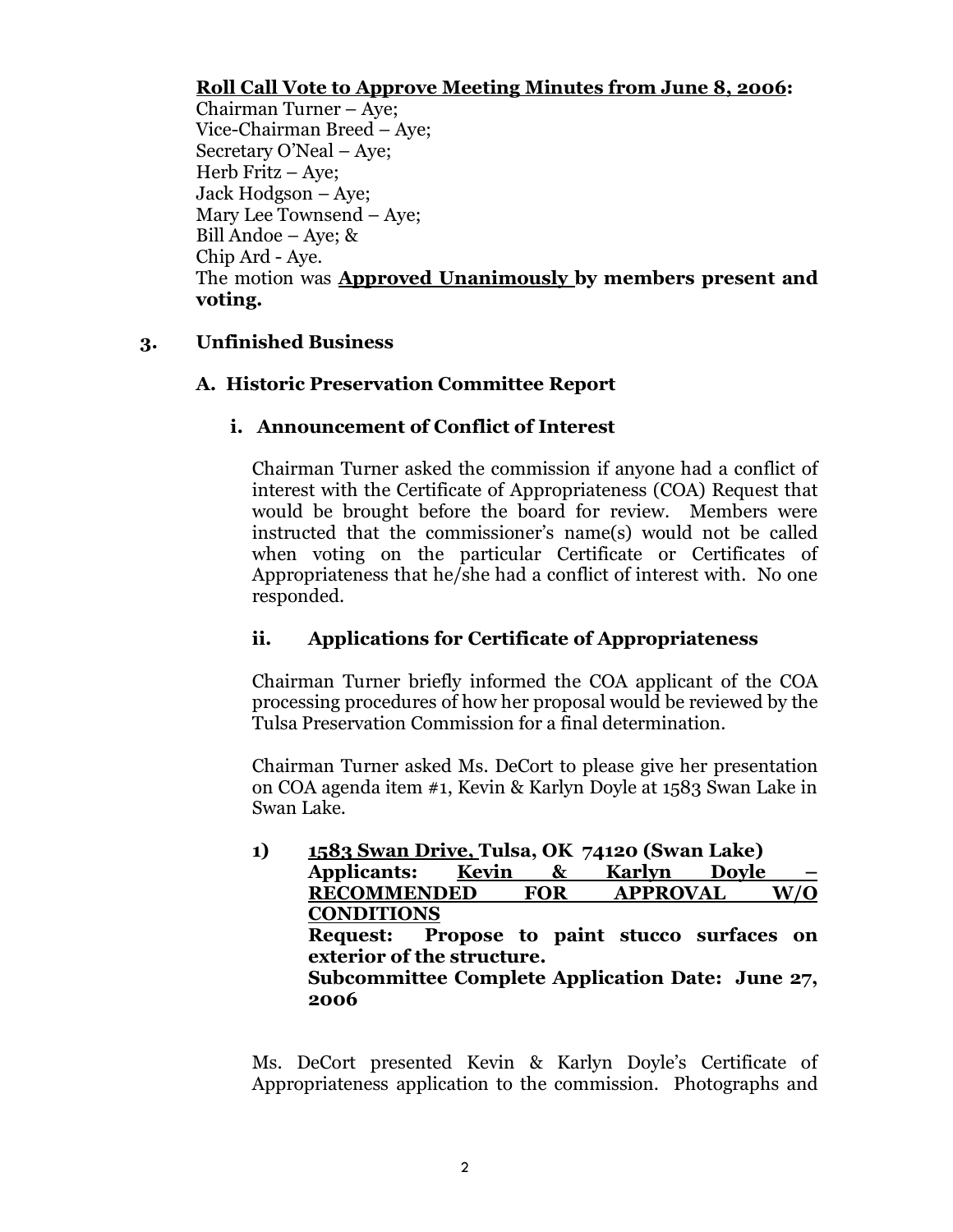**<u>Roll Call Vote to Approve Meeting Minutes from June 8, 2006</u>:**
Chairman Turner – Aye;
Vice-Chairman Breed – Aye;
Secretary O'Neal – Aye;
Herb Fritz – Aye;
Jack Hodgson – Aye;
Mary Lee Townsend – Aye;
Bill Andoe – Aye; &
Chip Ard - Aye.
The motion was **<u>Approved Unanimously</u> by members present and voting.**

## 3. Unfinished Business

### A. Historic Preservation Committee Report

#### i. Announcement of Conflict of Interest

Chairman Turner asked the commission if anyone had a conflict of interest with the Certificate of Appropriateness (COA) Request that would be brought before the board for review. Members were instructed that the commissioner's name(s) would not be called when voting on the particular Certificate or Certificates of Appropriateness that he/she had a conflict of interest with. No one responded.

#### ii. Applications for Certificate of Appropriateness

Chairman Turner briefly informed the COA applicant of the COA processing procedures of how her proposal would be reviewed by the Tulsa Preservation Commission for a final determination.

Chairman Turner asked Ms. DeCort to please give her presentation on COA agenda item #1, Kevin & Karlyn Doyle at 1583 Swan Lake in Swan Lake.

1) **<u>1583 Swan Drive,</u> Tulsa, OK 74120 (Swan Lake)**
 **Applicants: <u>Kevin & Karlyn Doyle – RECOMMENDED FOR APPROVAL W/O CONDITIONS</u>**
 **Request: Propose to paint stucco surfaces on exterior of the structure.**
 **Subcommittee Complete Application Date: June 27, 2006**

Ms. DeCort presented Kevin & Karlyn Doyle's Certificate of Appropriateness application to the commission. Photographs and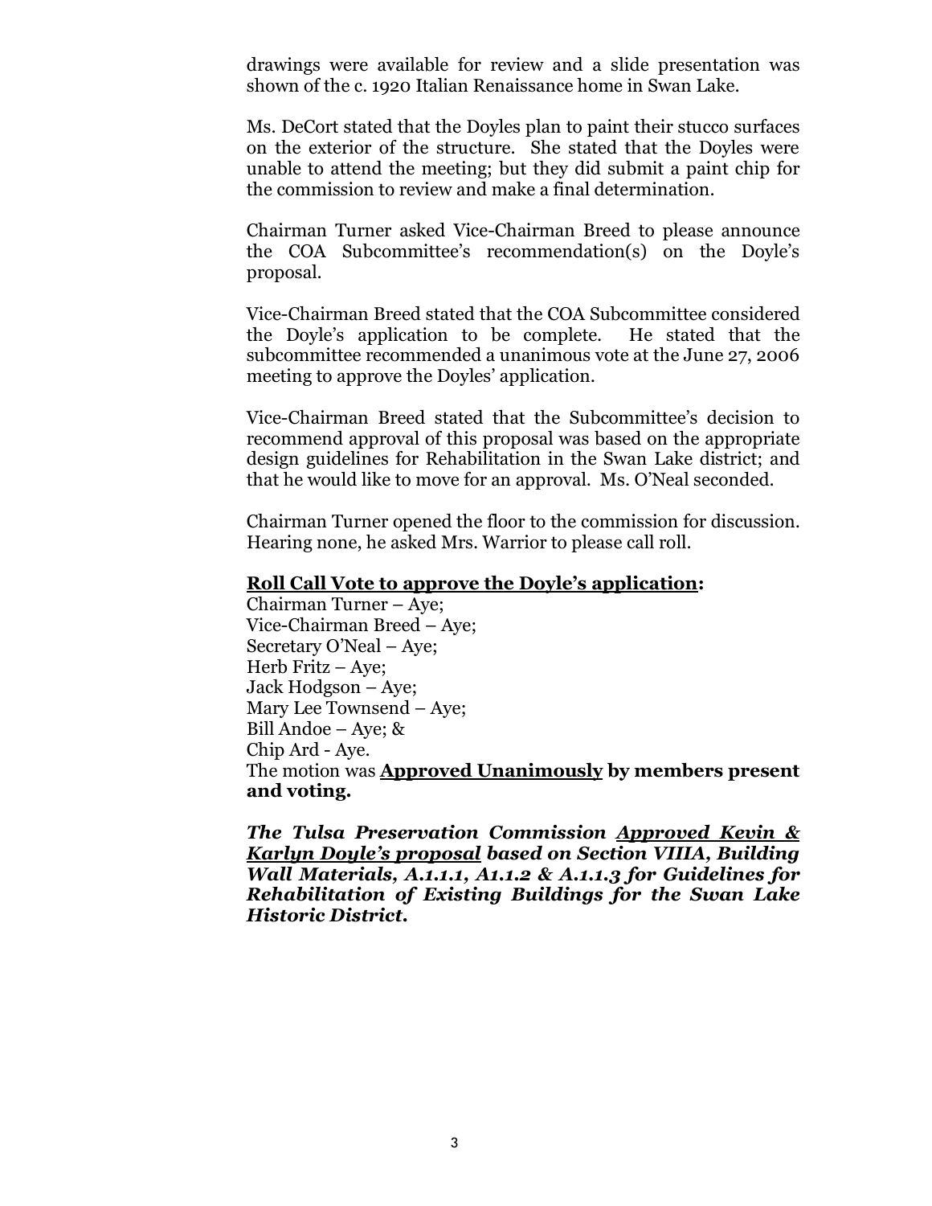drawings were available for review and a slide presentation was shown of the c. 1920 Italian Renaissance home in Swan Lake.

Ms. DeCort stated that the Doyles plan to paint their stucco surfaces on the exterior of the structure. She stated that the Doyles were unable to attend the meeting; but they did submit a paint chip for the commission to review and make a final determination.

Chairman Turner asked Vice-Chairman Breed to please announce the COA Subcommittee's recommendation(s) on the Doyle's proposal.

Vice-Chairman Breed stated that the COA Subcommittee considered the Doyle's application to be complete. He stated that the subcommittee recommended a unanimous vote at the June 27, 2006 meeting to approve the Doyles' application.

Vice-Chairman Breed stated that the Subcommittee's decision to recommend approval of this proposal was based on the appropriate design guidelines for Rehabilitation in the Swan Lake district; and that he would like to move for an approval. Ms. O'Neal seconded.

Chairman Turner opened the floor to the commission for discussion. Hearing none, he asked Mrs. Warrior to please call roll.

**Roll Call Vote to approve the Doyle's application:**
Chairman Turner – Aye;
Vice-Chairman Breed – Aye;
Secretary O'Neal – Aye;
Herb Fritz – Aye;
Jack Hodgson – Aye;
Mary Lee Townsend – Aye;
Bill Andoe – Aye; &
Chip Ard - Aye.
The motion was **Approved Unanimously by members present and voting.**

***The Tulsa Preservation Commission Approved Kevin & Karlyn Doyle's proposal based on Section VIIIA, Building Wall Materials, A.1.1.1, A1.1.2 & A.1.1.3 for Guidelines for Rehabilitation of Existing Buildings for the Swan Lake Historic District.***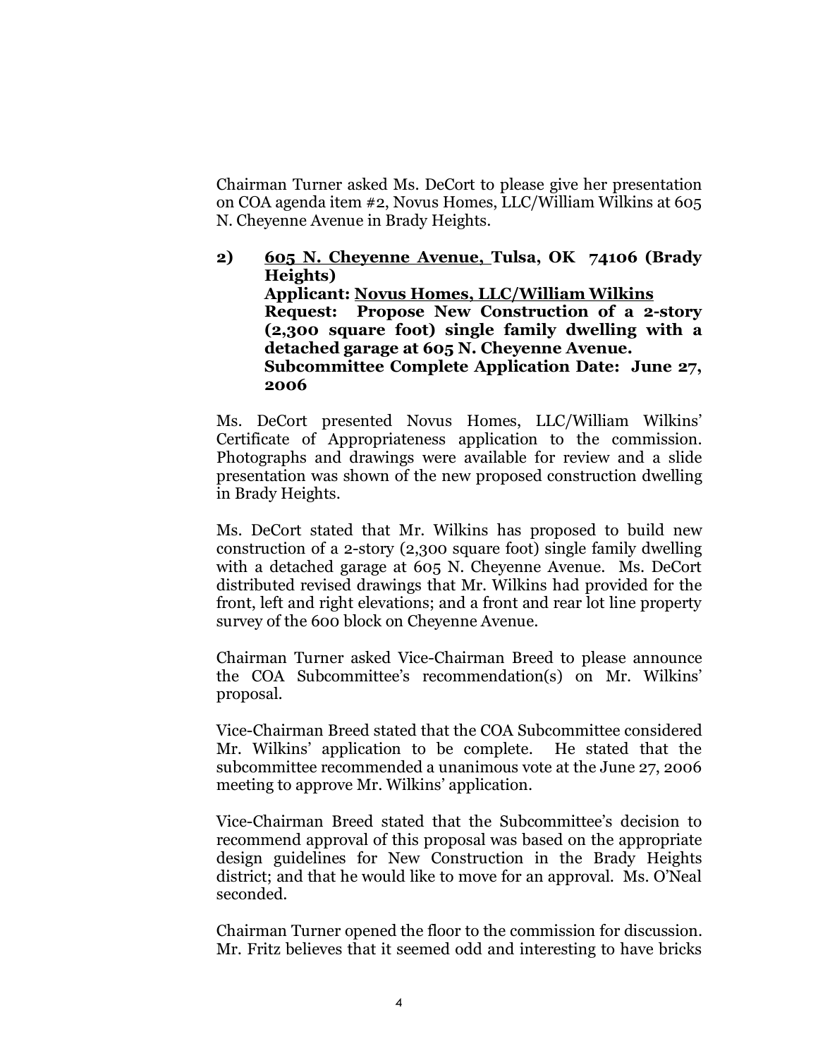Chairman Turner asked Ms. DeCort to please give her presentation on COA agenda item #2, Novus Homes, LLC/William Wilkins at 605 N. Cheyenne Avenue in Brady Heights.

**2) <u>605 N. Cheyenne Avenue,</u> Tulsa, OK 74106 (Brady Heights)**
**Applicant: <u>Novus Homes, LLC/William Wilkins</u>**
**Request: Propose New Construction of a 2-story (2,300 square foot) single family dwelling with a detached garage at 605 N. Cheyenne Avenue.**
**Subcommittee Complete Application Date: June 27, 2006**

Ms. DeCort presented Novus Homes, LLC/William Wilkins' Certificate of Appropriateness application to the commission. Photographs and drawings were available for review and a slide presentation was shown of the new proposed construction dwelling in Brady Heights.

Ms. DeCort stated that Mr. Wilkins has proposed to build new construction of a 2-story (2,300 square foot) single family dwelling with a detached garage at 605 N. Cheyenne Avenue. Ms. DeCort distributed revised drawings that Mr. Wilkins had provided for the front, left and right elevations; and a front and rear lot line property survey of the 600 block on Cheyenne Avenue.

Chairman Turner asked Vice-Chairman Breed to please announce the COA Subcommittee's recommendation(s) on Mr. Wilkins' proposal.

Vice-Chairman Breed stated that the COA Subcommittee considered Mr. Wilkins' application to be complete. He stated that the subcommittee recommended a unanimous vote at the June 27, 2006 meeting to approve Mr. Wilkins' application.

Vice-Chairman Breed stated that the Subcommittee's decision to recommend approval of this proposal was based on the appropriate design guidelines for New Construction in the Brady Heights district; and that he would like to move for an approval. Ms. O'Neal seconded.

Chairman Turner opened the floor to the commission for discussion. Mr. Fritz believes that it seemed odd and interesting to have bricks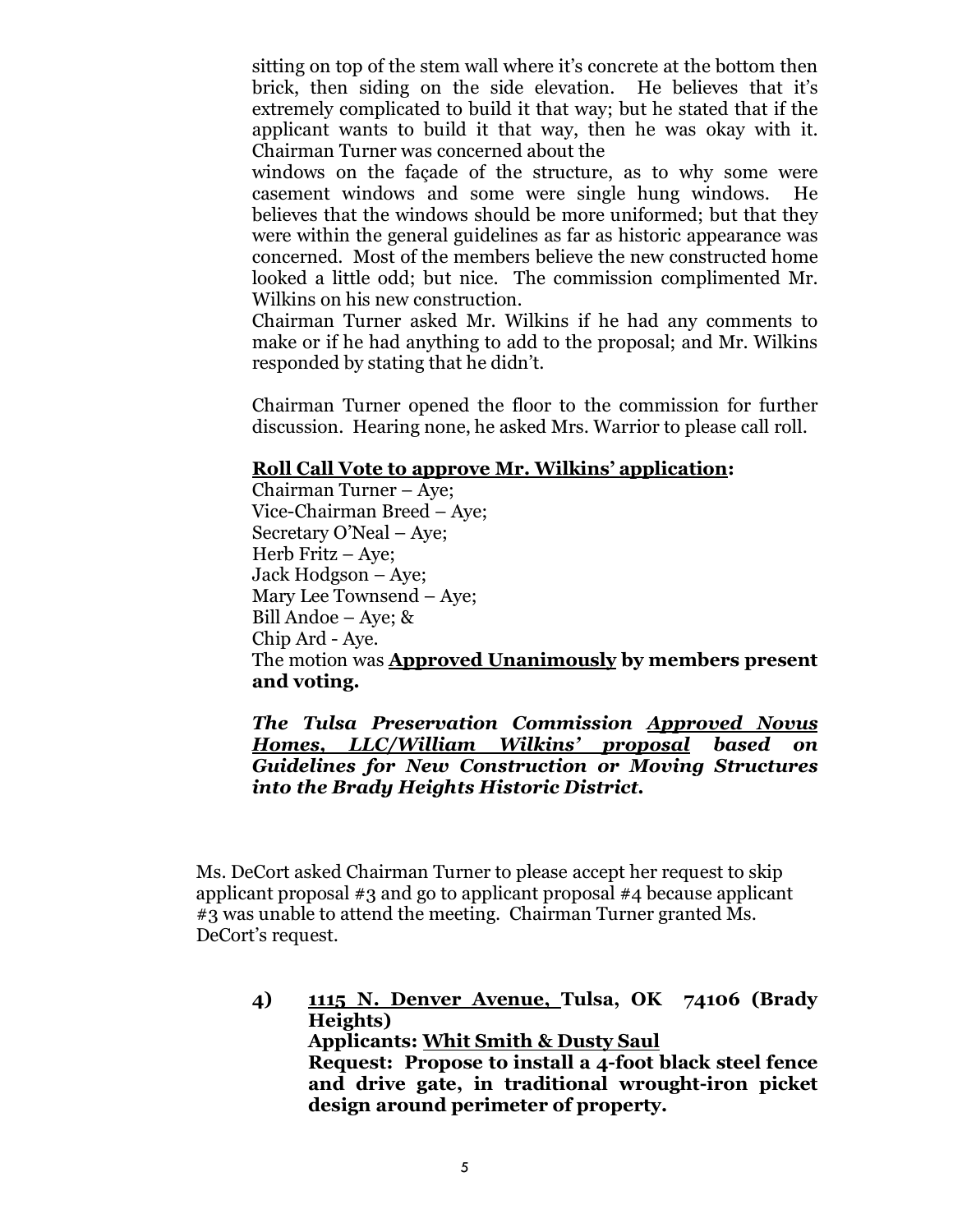sitting on top of the stem wall where it's concrete at the bottom then brick, then siding on the side elevation. He believes that it's extremely complicated to build it that way; but he stated that if the applicant wants to build it that way, then he was okay with it. Chairman Turner was concerned about the windows on the façade of the structure, as to why some were casement windows and some were single hung windows. He believes that the windows should be more uniformed; but that they were within the general guidelines as far as historic appearance was concerned. Most of the members believe the new constructed home looked a little odd; but nice. The commission complimented Mr. Wilkins on his new construction.

Chairman Turner asked Mr. Wilkins if he had any comments to make or if he had anything to add to the proposal; and Mr. Wilkins responded by stating that he didn't.

Chairman Turner opened the floor to the commission for further discussion. Hearing none, he asked Mrs. Warrior to please call roll.

**<u>Roll Call Vote to approve Mr. Wilkins' application</u>:**

Chairman Turner – Aye;
Vice-Chairman Breed – Aye;
Secretary O'Neal – Aye;
Herb Fritz – Aye;
Jack Hodgson – Aye;
Mary Lee Townsend – Aye;
Bill Andoe – Aye; &
Chip Ard - Aye.

The motion was **<u>Approved Unanimously</u> by members present and voting.**

***The Tulsa Preservation Commission <u>Approved Novus Homes, LLC/William Wilkins' proposal</u> based on Guidelines for New Construction or Moving Structures into the Brady Heights Historic District.***

Ms. DeCort asked Chairman Turner to please accept her request to skip applicant proposal #3 and go to applicant proposal #4 because applicant #3 was unable to attend the meeting. Chairman Turner granted Ms. DeCort's request.

**4) <u>1115 N. Denver Avenue,</u> Tulsa, OK 74106 (Brady Heights)**
**Applicants: <u>Whit Smith & Dusty Saul</u>**
**Request: Propose to install a 4-foot black steel fence and drive gate, in traditional wrought-iron picket design around perimeter of property.**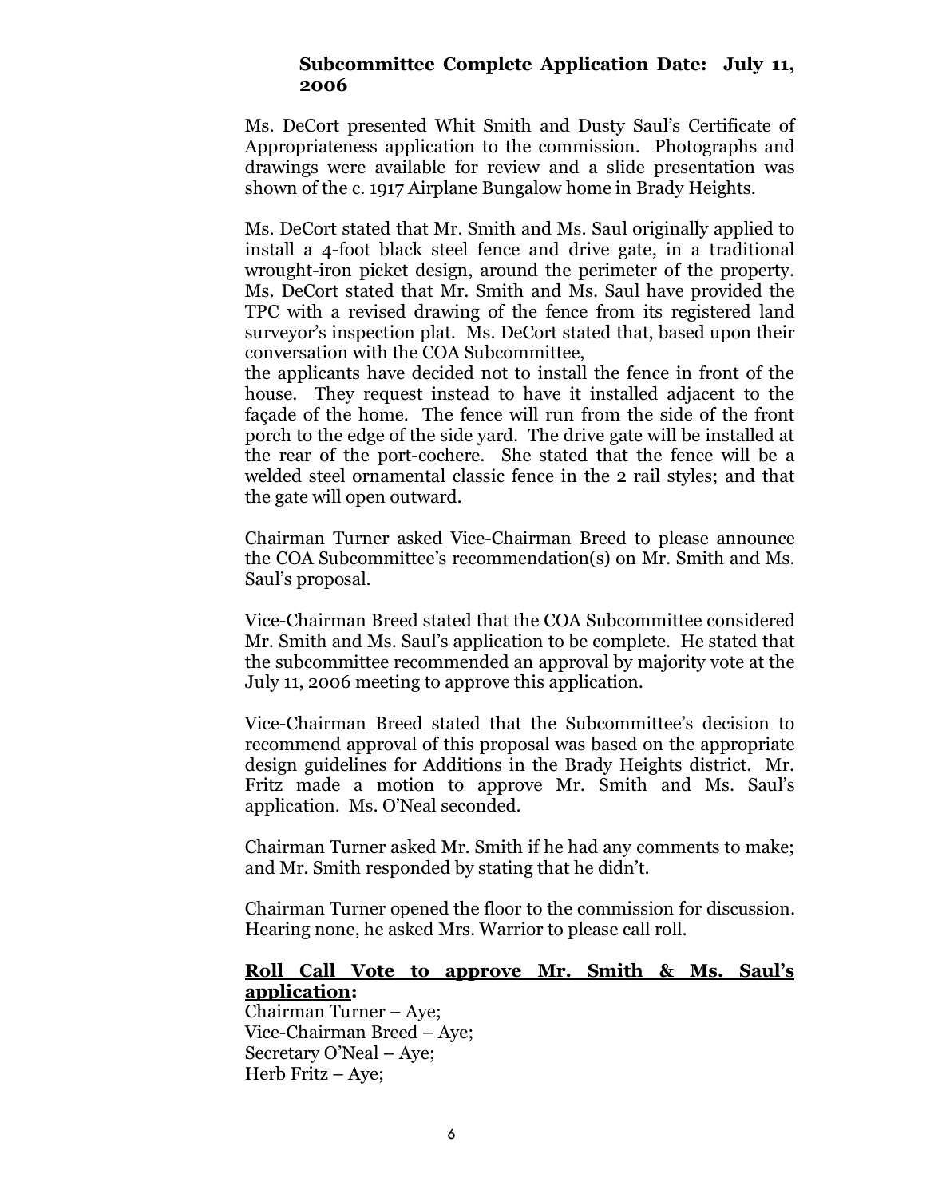**Subcommittee Complete Application Date: July 11, 2006**

Ms. DeCort presented Whit Smith and Dusty Saul's Certificate of Appropriateness application to the commission. Photographs and drawings were available for review and a slide presentation was shown of the c. 1917 Airplane Bungalow home in Brady Heights.

Ms. DeCort stated that Mr. Smith and Ms. Saul originally applied to install a 4-foot black steel fence and drive gate, in a traditional wrought-iron picket design, around the perimeter of the property. Ms. DeCort stated that Mr. Smith and Ms. Saul have provided the TPC with a revised drawing of the fence from its registered land surveyor's inspection plat. Ms. DeCort stated that, based upon their conversation with the COA Subcommittee, the applicants have decided not to install the fence in front of the house. They request instead to have it installed adjacent to the façade of the home. The fence will run from the side of the front porch to the edge of the side yard. The drive gate will be installed at the rear of the port-cochere. She stated that the fence will be a welded steel ornamental classic fence in the 2 rail styles; and that the gate will open outward.

Chairman Turner asked Vice-Chairman Breed to please announce the COA Subcommittee's recommendation(s) on Mr. Smith and Ms. Saul's proposal.

Vice-Chairman Breed stated that the COA Subcommittee considered Mr. Smith and Ms. Saul's application to be complete. He stated that the subcommittee recommended an approval by majority vote at the July 11, 2006 meeting to approve this application.

Vice-Chairman Breed stated that the Subcommittee's decision to recommend approval of this proposal was based on the appropriate design guidelines for Additions in the Brady Heights district. Mr. Fritz made a motion to approve Mr. Smith and Ms. Saul's application. Ms. O'Neal seconded.

Chairman Turner asked Mr. Smith if he had any comments to make; and Mr. Smith responded by stating that he didn't.

Chairman Turner opened the floor to the commission for discussion. Hearing none, he asked Mrs. Warrior to please call roll.

**<u>Roll Call Vote to approve Mr. Smith & Ms. Saul's application</u>:**
Chairman Turner – Aye;
Vice-Chairman Breed – Aye;
Secretary O'Neal – Aye;
Herb Fritz – Aye;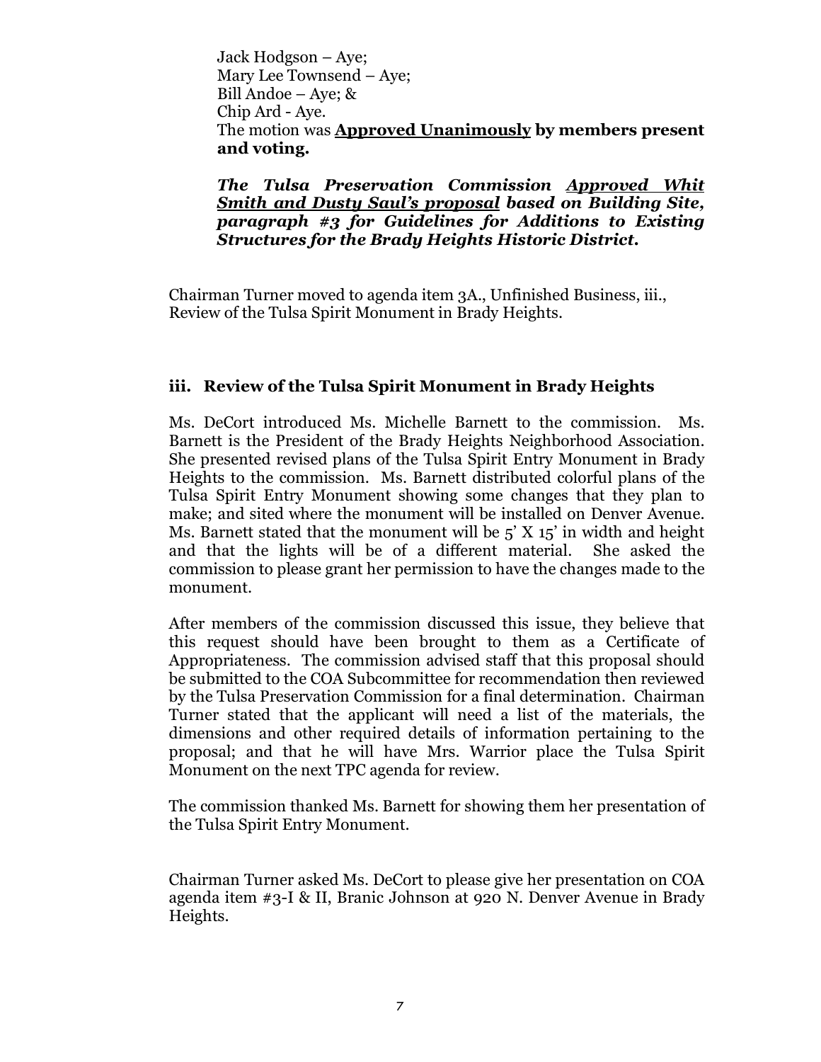Jack Hodgson – Aye;
Mary Lee Townsend – Aye;
Bill Andoe – Aye; &
Chip Ard - Aye.
The motion was **Approved Unanimously by members present and voting.**

***The Tulsa Preservation Commission Approved Whit Smith and Dusty Saul's proposal based on Building Site, paragraph #3 for Guidelines for Additions to Existing Structures for the Brady Heights Historic District.***

Chairman Turner moved to agenda item 3A., Unfinished Business, iii., Review of the Tulsa Spirit Monument in Brady Heights.

### iii. Review of the Tulsa Spirit Monument in Brady Heights

Ms. DeCort introduced Ms. Michelle Barnett to the commission. Ms. Barnett is the President of the Brady Heights Neighborhood Association. She presented revised plans of the Tulsa Spirit Entry Monument in Brady Heights to the commission. Ms. Barnett distributed colorful plans of the Tulsa Spirit Entry Monument showing some changes that they plan to make; and sited where the monument will be installed on Denver Avenue. Ms. Barnett stated that the monument will be 5' X 15' in width and height and that the lights will be of a different material. She asked the commission to please grant her permission to have the changes made to the monument.

After members of the commission discussed this issue, they believe that this request should have been brought to them as a Certificate of Appropriateness. The commission advised staff that this proposal should be submitted to the COA Subcommittee for recommendation then reviewed by the Tulsa Preservation Commission for a final determination. Chairman Turner stated that the applicant will need a list of the materials, the dimensions and other required details of information pertaining to the proposal; and that he will have Mrs. Warrior place the Tulsa Spirit Monument on the next TPC agenda for review.

The commission thanked Ms. Barnett for showing them her presentation of the Tulsa Spirit Entry Monument.

Chairman Turner asked Ms. DeCort to please give her presentation on COA agenda item #3-I & II, Branic Johnson at 920 N. Denver Avenue in Brady Heights.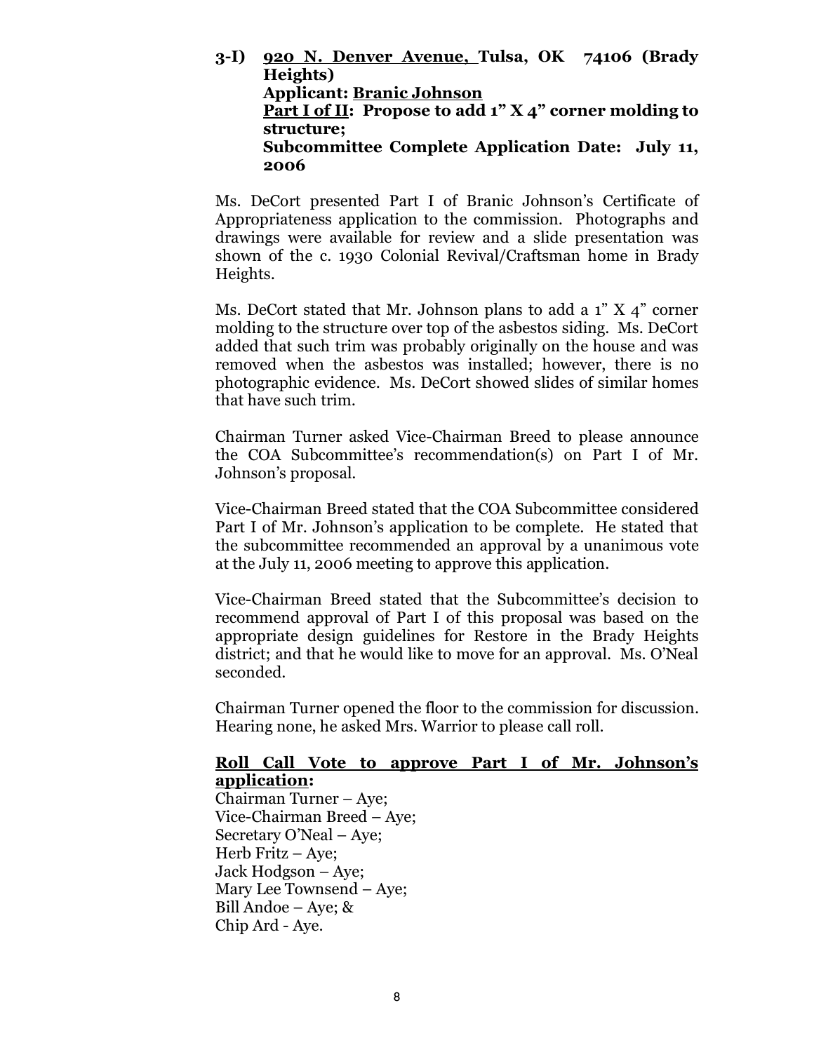**3-I) <u>920 N. Denver Avenue,</u> Tulsa, OK 74106 (Brady Heights)**
**Applicant: <u>Branic Johnson</u>**
**<u>Part I of II</u>: Propose to add 1" X 4" corner molding to structure;**
**Subcommittee Complete Application Date: July 11, 2006**

Ms. DeCort presented Part I of Branic Johnson's Certificate of Appropriateness application to the commission. Photographs and drawings were available for review and a slide presentation was shown of the c. 1930 Colonial Revival/Craftsman home in Brady Heights.

Ms. DeCort stated that Mr. Johnson plans to add a 1" X 4" corner molding to the structure over top of the asbestos siding. Ms. DeCort added that such trim was probably originally on the house and was removed when the asbestos was installed; however, there is no photographic evidence. Ms. DeCort showed slides of similar homes that have such trim.

Chairman Turner asked Vice-Chairman Breed to please announce the COA Subcommittee's recommendation(s) on Part I of Mr. Johnson's proposal.

Vice-Chairman Breed stated that the COA Subcommittee considered Part I of Mr. Johnson's application to be complete. He stated that the subcommittee recommended an approval by a unanimous vote at the July 11, 2006 meeting to approve this application.

Vice-Chairman Breed stated that the Subcommittee's decision to recommend approval of Part I of this proposal was based on the appropriate design guidelines for Restore in the Brady Heights district; and that he would like to move for an approval. Ms. O'Neal seconded.

Chairman Turner opened the floor to the commission for discussion. Hearing none, he asked Mrs. Warrior to please call roll.

**<u>Roll Call Vote to approve Part I of Mr. Johnson's application</u>:**
Chairman Turner – Aye;
Vice-Chairman Breed – Aye;
Secretary O'Neal – Aye;
Herb Fritz – Aye;
Jack Hodgson – Aye;
Mary Lee Townsend – Aye;
Bill Andoe – Aye; &
Chip Ard - Aye.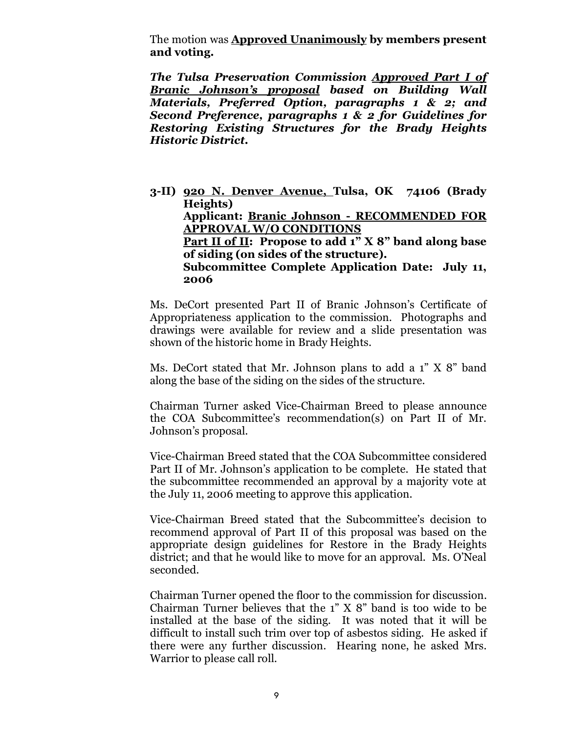The motion was **Approved Unanimously by members present and voting.**

***The Tulsa Preservation Commission Approved Part I of Branic Johnson's proposal based on Building Wall Materials, Preferred Option, paragraphs 1 & 2; and Second Preference, paragraphs 1 & 2 for Guidelines for Restoring Existing Structures for the Brady Heights Historic District.***

**3-II) 920 N. Denver Avenue, Tulsa, OK 74106 (Brady Heights)**
**Applicant: Branic Johnson - RECOMMENDED FOR APPROVAL W/O CONDITIONS**
**Part II of II: Propose to add 1" X 8" band along base of siding (on sides of the structure).**
**Subcommittee Complete Application Date: July 11, 2006**

Ms. DeCort presented Part II of Branic Johnson's Certificate of Appropriateness application to the commission. Photographs and drawings were available for review and a slide presentation was shown of the historic home in Brady Heights.

Ms. DeCort stated that Mr. Johnson plans to add a 1" X 8" band along the base of the siding on the sides of the structure.

Chairman Turner asked Vice-Chairman Breed to please announce the COA Subcommittee's recommendation(s) on Part II of Mr. Johnson's proposal.

Vice-Chairman Breed stated that the COA Subcommittee considered Part II of Mr. Johnson's application to be complete. He stated that the subcommittee recommended an approval by a majority vote at the July 11, 2006 meeting to approve this application.

Vice-Chairman Breed stated that the Subcommittee's decision to recommend approval of Part II of this proposal was based on the appropriate design guidelines for Restore in the Brady Heights district; and that he would like to move for an approval. Ms. O'Neal seconded.

Chairman Turner opened the floor to the commission for discussion. Chairman Turner believes that the 1" X 8" band is too wide to be installed at the base of the siding. It was noted that it will be difficult to install such trim over top of asbestos siding. He asked if there were any further discussion. Hearing none, he asked Mrs. Warrior to please call roll.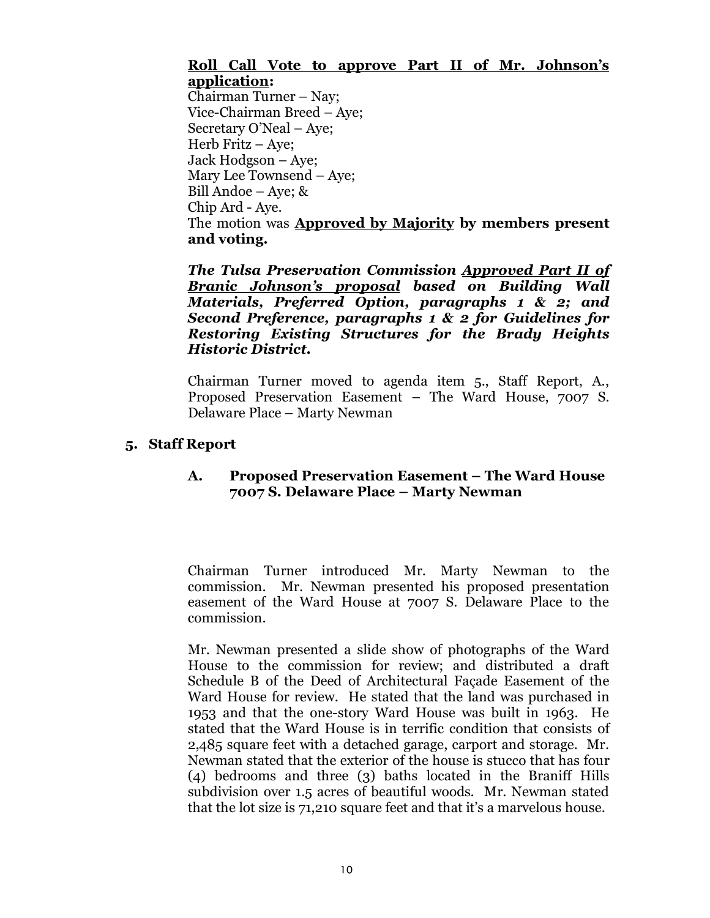**Roll Call Vote to approve Part II of Mr. Johnson's application:**

Chairman Turner – Nay;
Vice-Chairman Breed – Aye;
Secretary O'Neal – Aye;
Herb Fritz – Aye;
Jack Hodgson – Aye;
Mary Lee Townsend – Aye;
Bill Andoe – Aye; &
Chip Ard - Aye.
The motion was **Approved by Majority by members present and voting.**

***The Tulsa Preservation Commission Approved Part II of Branic Johnson's proposal based on Building Wall Materials, Preferred Option, paragraphs 1 & 2; and Second Preference, paragraphs 1 & 2 for Guidelines for Restoring Existing Structures for the Brady Heights Historic District.***

Chairman Turner moved to agenda item 5., Staff Report, A., Proposed Preservation Easement – The Ward House, 7007 S. Delaware Place – Marty Newman

## 5. Staff Report

### A. Proposed Preservation Easement – The Ward House 7007 S. Delaware Place – Marty Newman

Chairman Turner introduced Mr. Marty Newman to the commission. Mr. Newman presented his proposed presentation easement of the Ward House at 7007 S. Delaware Place to the commission.

Mr. Newman presented a slide show of photographs of the Ward House to the commission for review; and distributed a draft Schedule B of the Deed of Architectural Façade Easement of the Ward House for review. He stated that the land was purchased in 1953 and that the one-story Ward House was built in 1963. He stated that the Ward House is in terrific condition that consists of 2,485 square feet with a detached garage, carport and storage. Mr. Newman stated that the exterior of the house is stucco that has four (4) bedrooms and three (3) baths located in the Braniff Hills subdivision over 1.5 acres of beautiful woods. Mr. Newman stated that the lot size is 71,210 square feet and that it's a marvelous house.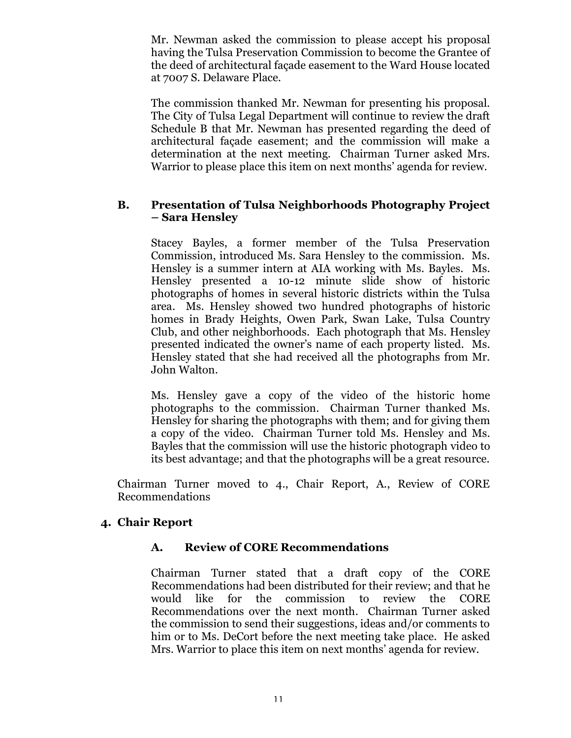Mr. Newman asked the commission to please accept his proposal having the Tulsa Preservation Commission to become the Grantee of the deed of architectural façade easement to the Ward House located at 7007 S. Delaware Place.

The commission thanked Mr. Newman for presenting his proposal. The City of Tulsa Legal Department will continue to review the draft Schedule B that Mr. Newman has presented regarding the deed of architectural façade easement; and the commission will make a determination at the next meeting. Chairman Turner asked Mrs. Warrior to please place this item on next months' agenda for review.

**B. Presentation of Tulsa Neighborhoods Photography Project – Sara Hensley**

Stacey Bayles, a former member of the Tulsa Preservation Commission, introduced Ms. Sara Hensley to the commission. Ms. Hensley is a summer intern at AIA working with Ms. Bayles. Ms. Hensley presented a 10-12 minute slide show of historic photographs of homes in several historic districts within the Tulsa area. Ms. Hensley showed two hundred photographs of historic homes in Brady Heights, Owen Park, Swan Lake, Tulsa Country Club, and other neighborhoods. Each photograph that Ms. Hensley presented indicated the owner's name of each property listed. Ms. Hensley stated that she had received all the photographs from Mr. John Walton.

Ms. Hensley gave a copy of the video of the historic home photographs to the commission. Chairman Turner thanked Ms. Hensley for sharing the photographs with them; and for giving them a copy of the video. Chairman Turner told Ms. Hensley and Ms. Bayles that the commission will use the historic photograph video to its best advantage; and that the photographs will be a great resource.

Chairman Turner moved to 4., Chair Report, A., Review of CORE Recommendations

## 4. Chair Report

**A. Review of CORE Recommendations**

Chairman Turner stated that a draft copy of the CORE Recommendations had been distributed for their review; and that he would like for the commission to review the CORE Recommendations over the next month. Chairman Turner asked the commission to send their suggestions, ideas and/or comments to him or to Ms. DeCort before the next meeting take place. He asked Mrs. Warrior to place this item on next months' agenda for review.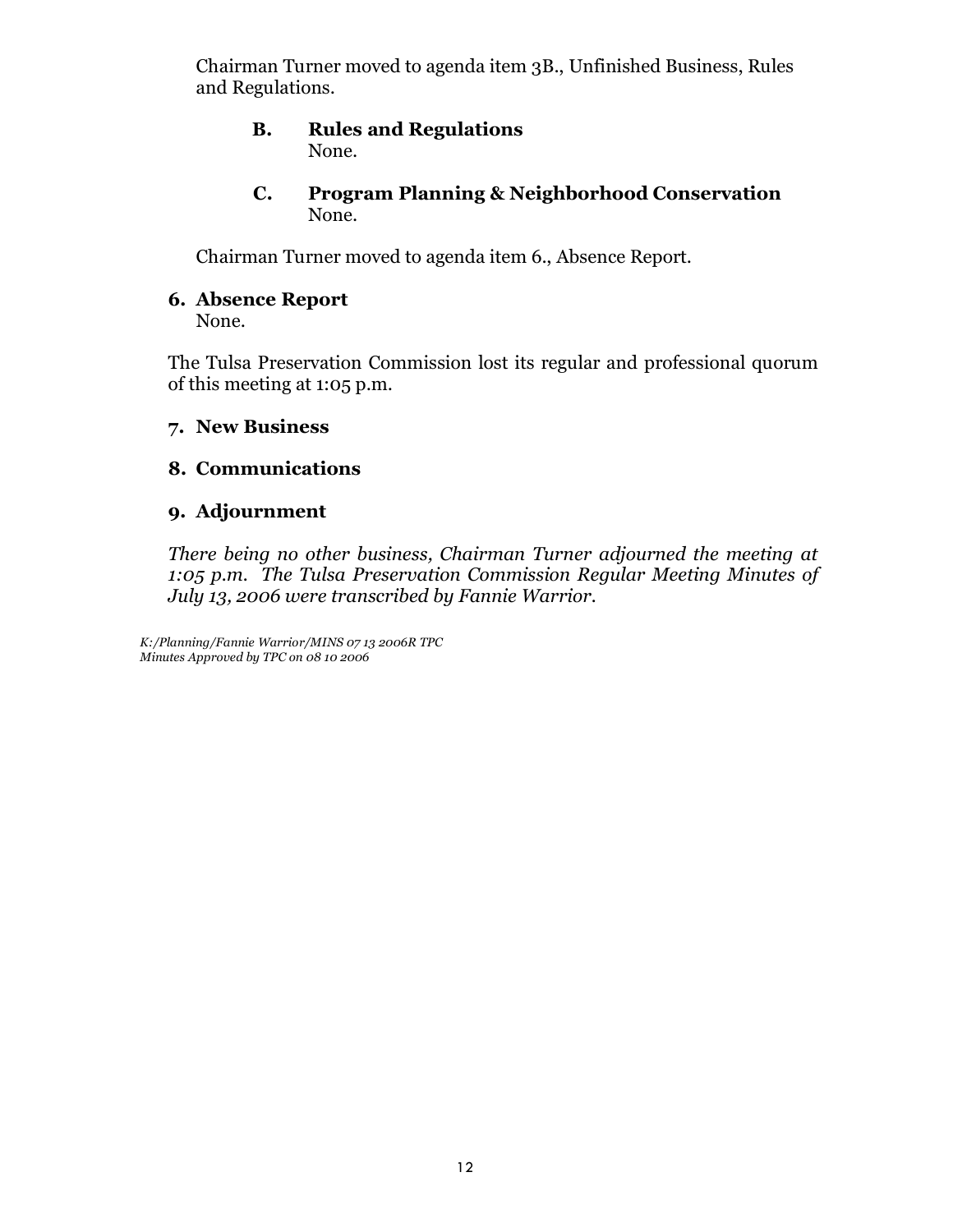Chairman Turner moved to agenda item 3B., Unfinished Business, Rules and Regulations.

**B. Rules and Regulations**
None.

**C. Program Planning & Neighborhood Conservation**
None.

Chairman Turner moved to agenda item 6., Absence Report.

## 6. Absence Report

None.

The Tulsa Preservation Commission lost its regular and professional quorum of this meeting at 1:05 p.m.

## 7. New Business

## 8. Communications

## 9. Adjournment

*There being no other business, Chairman Turner adjourned the meeting at 1:05 p.m. The Tulsa Preservation Commission Regular Meeting Minutes of July 13, 2006 were transcribed by Fannie Warrior.*

*K:/Planning/Fannie Warrior/MINS 07 13 2006R TPC*
*Minutes Approved by TPC on 08 10 2006*